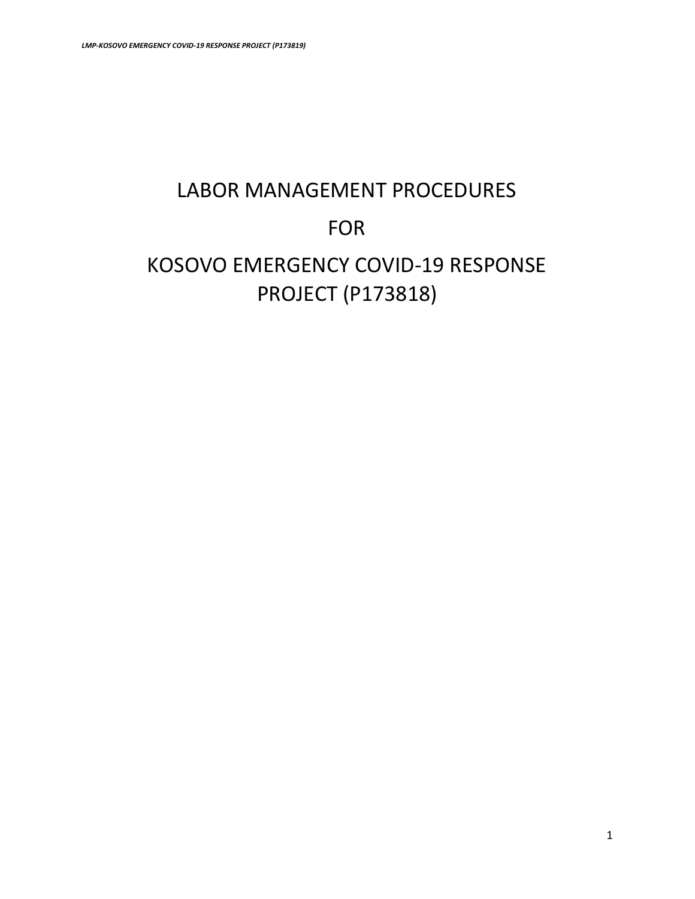# LABOR MANAGEMENT PROCEDURES

# FOR

# KOSOVO EMERGENCY COVID-19 RESPONSE PROJECT (P173818)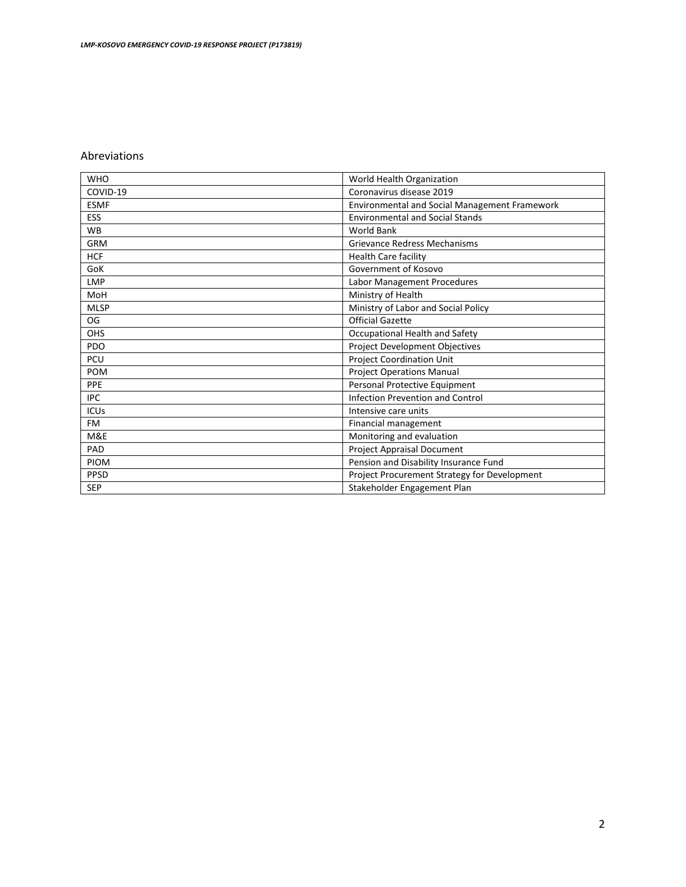## Abreviations

| | |
|---|---|
| WHO | World Health Organization |
| COVID-19 | Coronavirus disease 2019 |
| ESMF | Environmental and Social Management Framework |
| ESS | Environmental and Social Stands |
| WB | World Bank |
| GRM | Grievance Redress Mechanisms |
| HCF | Health Care facility |
| GoK | Government of Kosovo |
| LMP | Labor Management Procedures |
| MoH | Ministry of Health |
| MLSP | Ministry of Labor and Social Policy |
| OG | Official Gazette |
| OHS | Occupational Health and Safety |
| PDO | Project Development Objectives |
| PCU | Project Coordination Unit |
| POM | Project Operations Manual |
| PPE | Personal Protective Equipment |
| IPC | Infection Prevention and Control |
| ICUs | Intensive care units |
| FM | Financial management |
| M&E | Monitoring and evaluation |
| PAD | Project Appraisal Document |
| PIOM | Pension and Disability Insurance Fund |
| PPSD | Project Procurement Strategy for Development |
| SEP | Stakeholder Engagement Plan |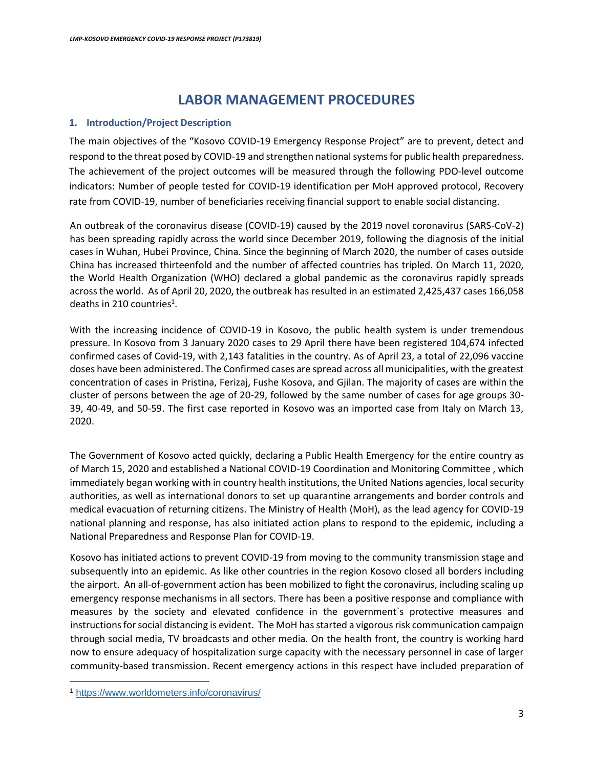# LABOR MANAGEMENT PROCEDURES

## 1. Introduction/Project Description

The main objectives of the "Kosovo COVID-19 Emergency Response Project" are to prevent, detect and respond to the threat posed by COVID-19 and strengthen national systems for public health preparedness. The achievement of the project outcomes will be measured through the following PDO-level outcome indicators: Number of people tested for COVID-19 identification per MoH approved protocol, Recovery rate from COVID-19, number of beneficiaries receiving financial support to enable social distancing.

An outbreak of the coronavirus disease (COVID-19) caused by the 2019 novel coronavirus (SARS-CoV-2) has been spreading rapidly across the world since December 2019, following the diagnosis of the initial cases in Wuhan, Hubei Province, China. Since the beginning of March 2020, the number of cases outside China has increased thirteenfold and the number of affected countries has tripled. On March 11, 2020, the World Health Organization (WHO) declared a global pandemic as the coronavirus rapidly spreads across the world. As of April 20, 2020, the outbreak has resulted in an estimated 2,425,437 cases 166,058 deaths in 210 countries[1].

With the increasing incidence of COVID-19 in Kosovo, the public health system is under tremendous pressure. In Kosovo from 3 January 2020 cases to 29 April there have been registered 104,674 infected confirmed cases of Covid-19, with 2,143 fatalities in the country. As of April 23, a total of 22,096 vaccine doses have been administered. The Confirmed cases are spread across all municipalities, with the greatest concentration of cases in Pristina, Ferizaj, Fushe Kosova, and Gjilan. The majority of cases are within the cluster of persons between the age of 20-29, followed by the same number of cases for age groups 30-39, 40-49, and 50-59. The first case reported in Kosovo was an imported case from Italy on March 13, 2020.

The Government of Kosovo acted quickly, declaring a Public Health Emergency for the entire country as of March 15, 2020 and established a National COVID-19 Coordination and Monitoring Committee , which immediately began working with in country health institutions, the United Nations agencies, local security authorities, as well as international donors to set up quarantine arrangements and border controls and medical evacuation of returning citizens. The Ministry of Health (MoH), as the lead agency for COVID-19 national planning and response, has also initiated action plans to respond to the epidemic, including a National Preparedness and Response Plan for COVID-19.

Kosovo has initiated actions to prevent COVID-19 from moving to the community transmission stage and subsequently into an epidemic. As like other countries in the region Kosovo closed all borders including the airport. An all-of-government action has been mobilized to fight the coronavirus, including scaling up emergency response mechanisms in all sectors. There has been a positive response and compliance with measures by the society and elevated confidence in the government`s protective measures and instructions for social distancing is evident. The MoH has started a vigorous risk communication campaign through social media, TV broadcasts and other media. On the health front, the country is working hard now to ensure adequacy of hospitalization surge capacity with the necessary personnel in case of larger community-based transmission. Recent emergency actions in this respect have included preparation of

---

[1] https://www.worldometers.info/coronavirus/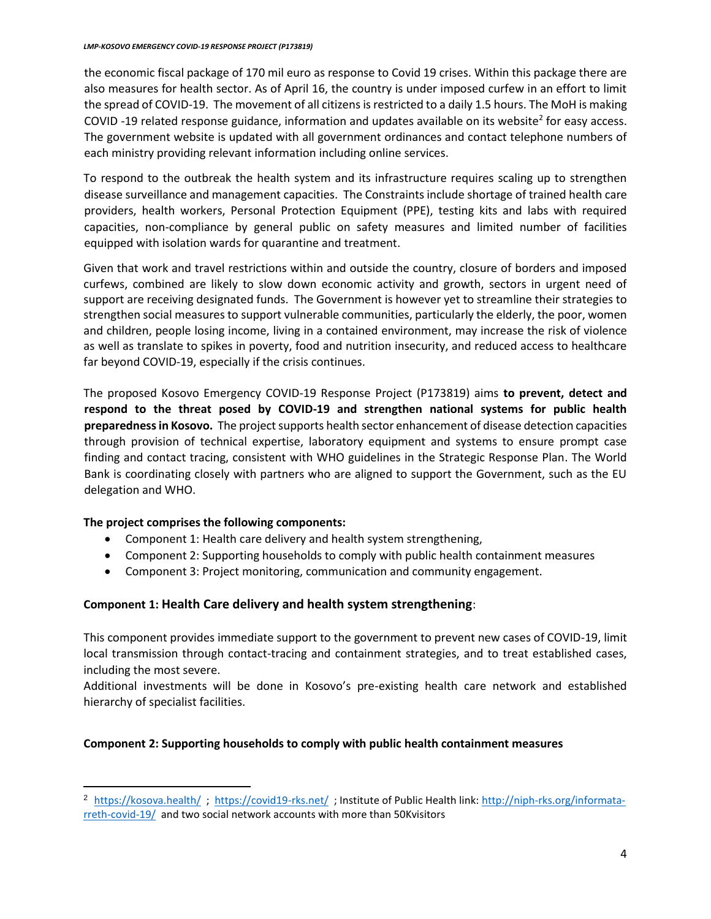the economic fiscal package of 170 mil euro as response to Covid 19 crises. Within this package there are also measures for health sector. As of April 16, the country is under imposed curfew in an effort to limit the spread of COVID-19. The movement of all citizens is restricted to a daily 1.5 hours. The MoH is making COVID -19 related response guidance, information and updates available on its website[2] for easy access. The government website is updated with all government ordinances and contact telephone numbers of each ministry providing relevant information including online services.

To respond to the outbreak the health system and its infrastructure requires scaling up to strengthen disease surveillance and management capacities. The Constraints include shortage of trained health care providers, health workers, Personal Protection Equipment (PPE), testing kits and labs with required capacities, non-compliance by general public on safety measures and limited number of facilities equipped with isolation wards for quarantine and treatment.

Given that work and travel restrictions within and outside the country, closure of borders and imposed curfews, combined are likely to slow down economic activity and growth, sectors in urgent need of support are receiving designated funds. The Government is however yet to streamline their strategies to strengthen social measures to support vulnerable communities, particularly the elderly, the poor, women and children, people losing income, living in a contained environment, may increase the risk of violence as well as translate to spikes in poverty, food and nutrition insecurity, and reduced access to healthcare far beyond COVID-19, especially if the crisis continues.

The proposed Kosovo Emergency COVID-19 Response Project (P173819) aims **to prevent, detect and respond to the threat posed by COVID-19 and strengthen national systems for public health preparedness in Kosovo.** The project supports health sector enhancement of disease detection capacities through provision of technical expertise, laboratory equipment and systems to ensure prompt case finding and contact tracing, consistent with WHO guidelines in the Strategic Response Plan. The World Bank is coordinating closely with partners who are aligned to support the Government, such as the EU delegation and WHO.

**The project comprises the following components:**

- Component 1: Health care delivery and health system strengthening,
- Component 2: Supporting households to comply with public health containment measures
- Component 3: Project monitoring, communication and community engagement.

### Component 1: Health Care delivery and health system strengthening:

This component provides immediate support to the government to prevent new cases of COVID-19, limit local transmission through contact-tracing and containment strategies, and to treat established cases, including the most severe.
Additional investments will be done in Kosovo's pre-existing health care network and established hierarchy of specialist facilities.

### Component 2: Supporting households to comply with public health containment measures

---

[2] https://kosova.health/ ; https://covid19-rks.net/ ; Institute of Public Health link: http://niph-rks.org/informata-rreth-covid-19/ and two social network accounts with more than 50Kvisitors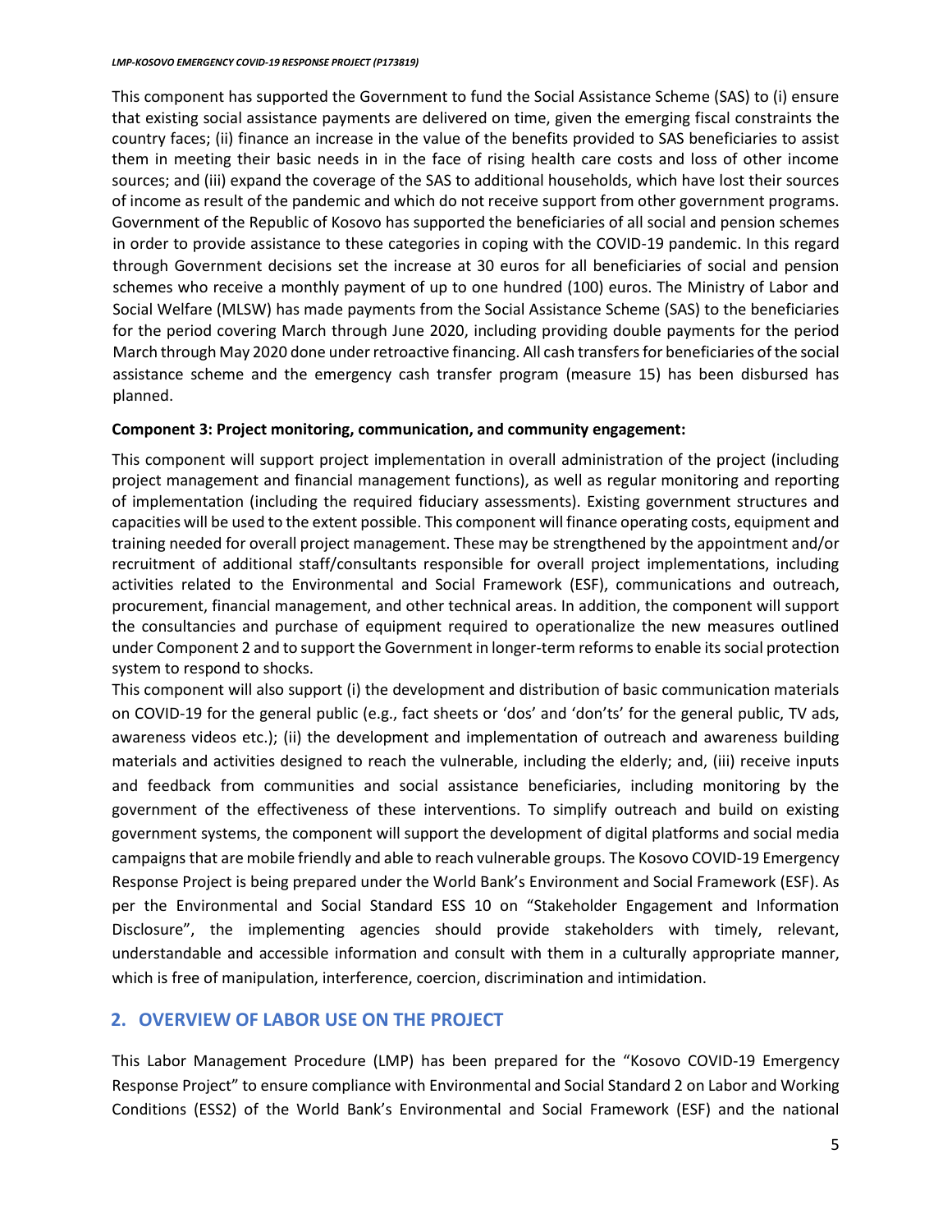This component has supported the Government to fund the Social Assistance Scheme (SAS) to (i) ensure that existing social assistance payments are delivered on time, given the emerging fiscal constraints the country faces; (ii) finance an increase in the value of the benefits provided to SAS beneficiaries to assist them in meeting their basic needs in in the face of rising health care costs and loss of other income sources; and (iii) expand the coverage of the SAS to additional households, which have lost their sources of income as result of the pandemic and which do not receive support from other government programs. Government of the Republic of Kosovo has supported the beneficiaries of all social and pension schemes in order to provide assistance to these categories in coping with the COVID-19 pandemic. In this regard through Government decisions set the increase at 30 euros for all beneficiaries of social and pension schemes who receive a monthly payment of up to one hundred (100) euros. The Ministry of Labor and Social Welfare (MLSW) has made payments from the Social Assistance Scheme (SAS) to the beneficiaries for the period covering March through June 2020, including providing double payments for the period March through May 2020 done under retroactive financing. All cash transfers for beneficiaries of the social assistance scheme and the emergency cash transfer program (measure 15) has been disbursed has planned.

**Component 3: Project monitoring, communication, and community engagement:**

This component will support project implementation in overall administration of the project (including project management and financial management functions), as well as regular monitoring and reporting of implementation (including the required fiduciary assessments). Existing government structures and capacities will be used to the extent possible. This component will finance operating costs, equipment and training needed for overall project management. These may be strengthened by the appointment and/or recruitment of additional staff/consultants responsible for overall project implementations, including activities related to the Environmental and Social Framework (ESF), communications and outreach, procurement, financial management, and other technical areas. In addition, the component will support the consultancies and purchase of equipment required to operationalize the new measures outlined under Component 2 and to support the Government in longer-term reforms to enable its social protection system to respond to shocks.

This component will also support (i) the development and distribution of basic communication materials on COVID-19 for the general public (e.g., fact sheets or 'dos' and 'don'ts' for the general public, TV ads, awareness videos etc.); (ii) the development and implementation of outreach and awareness building materials and activities designed to reach the vulnerable, including the elderly; and, (iii) receive inputs and feedback from communities and social assistance beneficiaries, including monitoring by the government of the effectiveness of these interventions. To simplify outreach and build on existing government systems, the component will support the development of digital platforms and social media campaigns that are mobile friendly and able to reach vulnerable groups. The Kosovo COVID-19 Emergency Response Project is being prepared under the World Bank's Environment and Social Framework (ESF). As per the Environmental and Social Standard ESS 10 on "Stakeholder Engagement and Information Disclosure", the implementing agencies should provide stakeholders with timely, relevant, understandable and accessible information and consult with them in a culturally appropriate manner, which is free of manipulation, interference, coercion, discrimination and intimidation.

## 2. OVERVIEW OF LABOR USE ON THE PROJECT

This Labor Management Procedure (LMP) has been prepared for the "Kosovo COVID-19 Emergency Response Project" to ensure compliance with Environmental and Social Standard 2 on Labor and Working Conditions (ESS2) of the World Bank's Environmental and Social Framework (ESF) and the national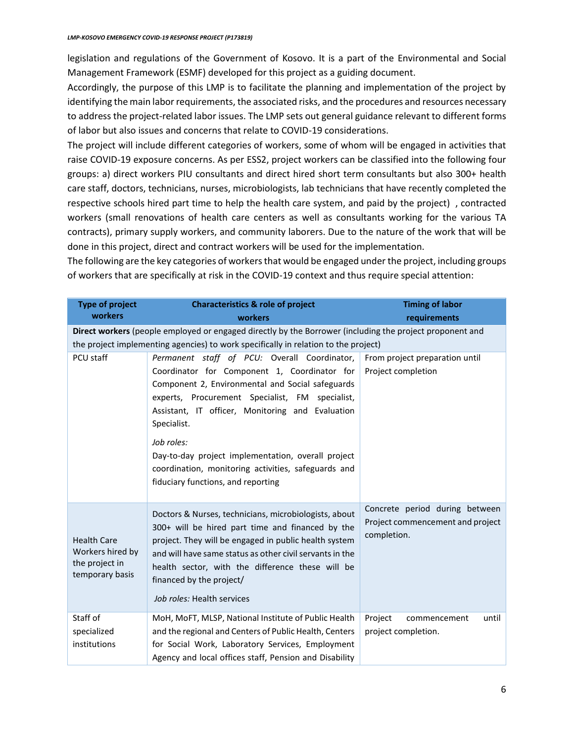legislation and regulations of the Government of Kosovo. It is a part of the Environmental and Social Management Framework (ESMF) developed for this project as a guiding document.

Accordingly, the purpose of this LMP is to facilitate the planning and implementation of the project by identifying the main labor requirements, the associated risks, and the procedures and resources necessary to address the project-related labor issues. The LMP sets out general guidance relevant to different forms of labor but also issues and concerns that relate to COVID-19 considerations.

The project will include different categories of workers, some of whom will be engaged in activities that raise COVID-19 exposure concerns. As per ESS2, project workers can be classified into the following four groups: a) direct workers PIU consultants and direct hired short term consultants but also 300+ health care staff, doctors, technicians, nurses, microbiologists, lab technicians that have recently completed the respective schools hired part time to help the health care system, and paid by the project) , contracted workers (small renovations of health care centers as well as consultants working for the various TA contracts), primary supply workers, and community laborers. Due to the nature of the work that will be done in this project, direct and contract workers will be used for the implementation.

The following are the key categories of workers that would be engaged under the project, including groups of workers that are specifically at risk in the COVID-19 context and thus require special attention:

| Type of project workers | Characteristics & role of project workers | Timing of labor requirements |
|---|---|---|
| **Direct workers** (people employed or engaged directly by the Borrower (including the project proponent and the project implementing agencies) to work specifically in relation to the project) | | |
| PCU staff | *Permanent staff of PCU:* Overall Coordinator, Coordinator for Component 1, Coordinator for Component 2, Environmental and Social safeguards experts, Procurement Specialist, FM specialist, Assistant, IT officer, Monitoring and Evaluation Specialist.<br><br>*Job roles:*<br>Day-to-day project implementation, overall project coordination, monitoring activities, safeguards and fiduciary functions, and reporting | From project preparation until Project completion |
| Health Care Workers hired by the project in temporary basis | Doctors & Nurses, technicians, microbiologists, about 300+ will be hired part time and financed by the project. They will be engaged in public health system and will have same status as other civil servants in the health sector, with the difference these will be financed by the project/<br><br>*Job roles:* Health services | Concrete period during between Project commencement and project completion. |
| Staff of specialized institutions | MoH, MoFT, MLSP, National Institute of Public Health and the regional and Centers of Public Health, Centers for Social Work, Laboratory Services, Employment Agency and local offices staff, Pension and Disability | Project commencement until project completion. |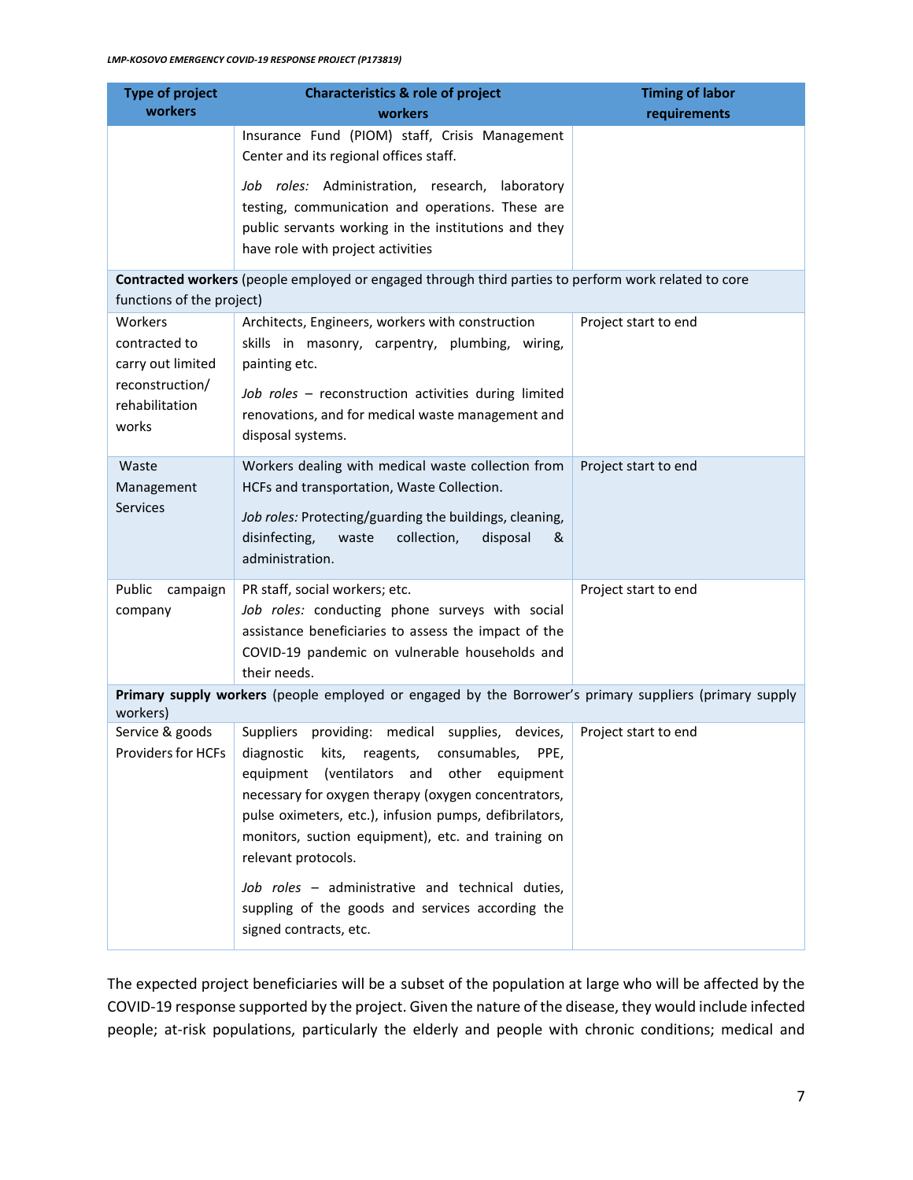| Type of project workers | Characteristics & role of project workers | Timing of labor requirements |
|---|---|---|
| | Insurance Fund (PIOM) staff, Crisis Management Center and its regional offices staff. *Job roles:* Administration, research, laboratory testing, communication and operations. These are public servants working in the institutions and they have role with project activities | |
| **Contracted workers** (people employed or engaged through third parties to perform work related to core functions of the project) | | |
| Workers contracted to carry out limited reconstruction/ rehabilitation works | Architects, Engineers, workers with construction skills in masonry, carpentry, plumbing, wiring, painting etc. *Job roles* – reconstruction activities during limited renovations, and for medical waste management and disposal systems. | Project start to end |
| Waste Management Services | Workers dealing with medical waste collection from HCFs and transportation, Waste Collection. *Job roles:* Protecting/guarding the buildings, cleaning, disinfecting, waste collection, disposal & administration. | Project start to end |
| Public campaign company | PR staff, social workers; etc. *Job roles:* conducting phone surveys with social assistance beneficiaries to assess the impact of the COVID-19 pandemic on vulnerable households and their needs. | Project start to end |
| **Primary supply workers** (people employed or engaged by the Borrower's primary suppliers (primary supply workers) | | |
| Service & goods Providers for HCFs | Suppliers providing: medical supplies, devices, diagnostic kits, reagents, consumables, PPE, equipment (ventilators and other equipment necessary for oxygen therapy (oxygen concentrators, pulse oximeters, etc.), infusion pumps, defibrilators, monitors, suction equipment), etc. and training on relevant protocols. *Job roles* – administrative and technical duties, suppling of the goods and services according the signed contracts, etc. | Project start to end |

The expected project beneficiaries will be a subset of the population at large who will be affected by the COVID-19 response supported by the project. Given the nature of the disease, they would include infected people; at-risk populations, particularly the elderly and people with chronic conditions; medical and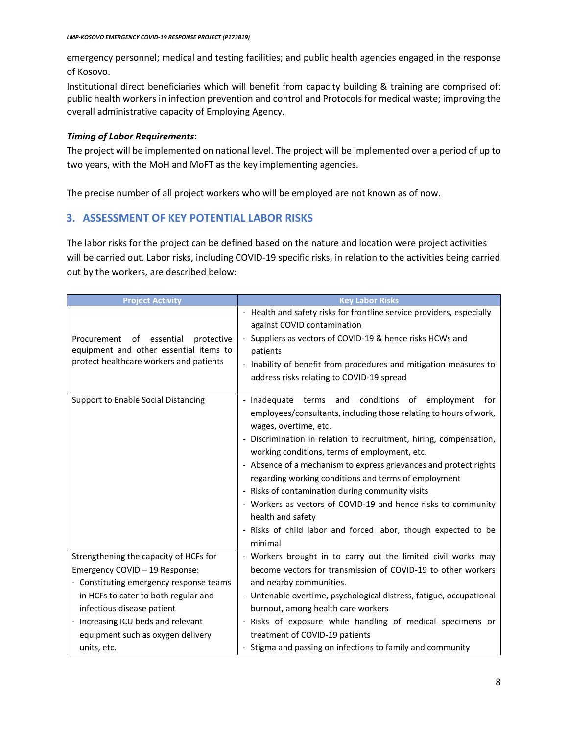emergency personnel; medical and testing facilities; and public health agencies engaged in the response of Kosovo.

Institutional direct beneficiaries which will benefit from capacity building & training are comprised of: public health workers in infection prevention and control and Protocols for medical waste; improving the overall administrative capacity of Employing Agency.

***Timing of Labor Requirements***:

The project will be implemented on national level. The project will be implemented over a period of up to two years, with the MoH and MoFT as the key implementing agencies.

The precise number of all project workers who will be employed are not known as of now.

## 3. ASSESSMENT OF KEY POTENTIAL LABOR RISKS

The labor risks for the project can be defined based on the nature and location were project activities will be carried out. Labor risks, including COVID-19 specific risks, in relation to the activities being carried out by the workers, are described below:

| Project Activity | Key Labor Risks |
|---|---|
| Procurement of essential protective equipment and other essential items to protect healthcare workers and patients | - Health and safety risks for frontline service providers, especially against COVID contamination<br>- Suppliers as vectors of COVID-19 & hence risks HCWs and patients<br>- Inability of benefit from procedures and mitigation measures to address risks relating to COVID-19 spread |
| Support to Enable Social Distancing | - Inadequate terms and conditions of employment for employees/consultants, including those relating to hours of work, wages, overtime, etc.<br>- Discrimination in relation to recruitment, hiring, compensation, working conditions, terms of employment, etc.<br>- Absence of a mechanism to express grievances and protect rights regarding working conditions and terms of employment<br>- Risks of contamination during community visits<br>- Workers as vectors of COVID-19 and hence risks to community health and safety<br>- Risks of child labor and forced labor, though expected to be minimal |
| Strengthening the capacity of HCFs for Emergency COVID – 19 Response:<br>- Constituting emergency response teams in HCFs to cater to both regular and infectious disease patient<br>- Increasing ICU beds and relevant equipment such as oxygen delivery units, etc. | - Workers brought in to carry out the limited civil works may become vectors for transmission of COVID-19 to other workers and nearby communities.<br>- Untenable overtime, psychological distress, fatigue, occupational burnout, among health care workers<br>- Risks of exposure while handling of medical specimens or treatment of COVID-19 patients<br>- Stigma and passing on infections to family and community |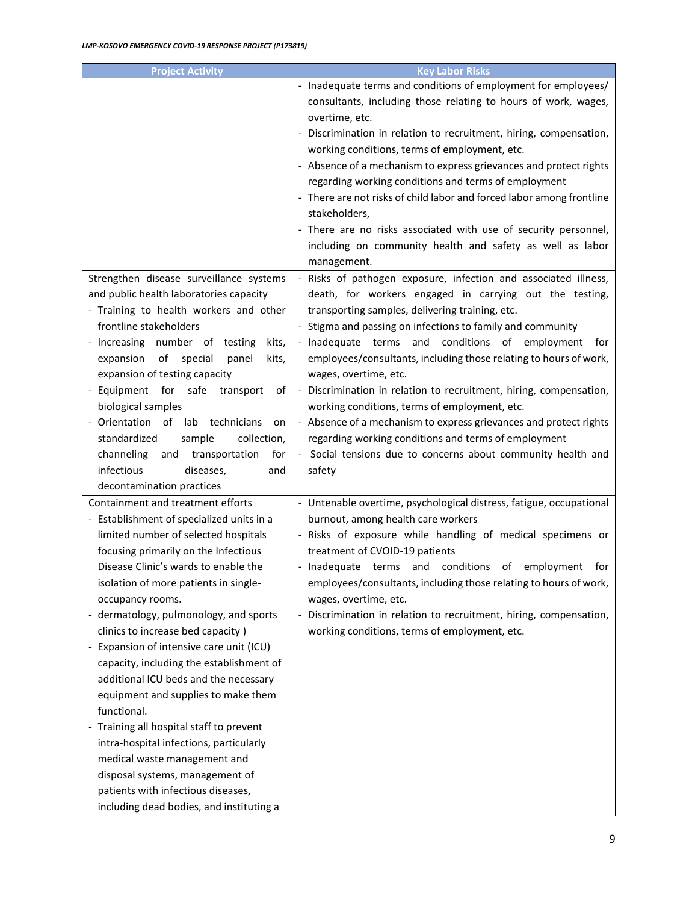| Project Activity | Key Labor Risks |
|---|---|
| | - Inadequate terms and conditions of employment for employees/ consultants, including those relating to hours of work, wages, overtime, etc.<br>- Discrimination in relation to recruitment, hiring, compensation, working conditions, terms of employment, etc.<br>- Absence of a mechanism to express grievances and protect rights regarding working conditions and terms of employment<br>- There are not risks of child labor and forced labor among frontline stakeholders,<br>- There are no risks associated with use of security personnel, including on community health and safety as well as labor management. |
| Strengthen disease surveillance systems and public health laboratories capacity<br>- Training to health workers and other frontline stakeholders<br>- Increasing number of testing kits, expansion of special panel kits, expansion of testing capacity<br>- Equipment for safe transport of biological samples<br>- Orientation of lab technicians on standardized sample collection, channeling and transportation for infectious diseases, and decontamination practices | - Risks of pathogen exposure, infection and associated illness, death, for workers engaged in carrying out the testing, transporting samples, delivering training, etc.<br>- Stigma and passing on infections to family and community<br>- Inadequate terms and conditions of employment for employees/consultants, including those relating to hours of work, wages, overtime, etc.<br>- Discrimination in relation to recruitment, hiring, compensation, working conditions, terms of employment, etc.<br>- Absence of a mechanism to express grievances and protect rights regarding working conditions and terms of employment<br>- Social tensions due to concerns about community health and safety |
| Containment and treatment efforts<br>- Establishment of specialized units in a limited number of selected hospitals focusing primarily on the Infectious Disease Clinic's wards to enable the isolation of more patients in single-occupancy rooms.<br>- dermatology, pulmonology, and sports clinics to increase bed capacity )<br>- Expansion of intensive care unit (ICU) capacity, including the establishment of additional ICU beds and the necessary equipment and supplies to make them functional.<br>- Training all hospital staff to prevent intra-hospital infections, particularly medical waste management and disposal systems, management of patients with infectious diseases, including dead bodies, and instituting a | - Untenable overtime, psychological distress, fatigue, occupational burnout, among health care workers<br>- Risks of exposure while handling of medical specimens or treatment of CVOID-19 patients<br>- Inadequate terms and conditions of employment for employees/consultants, including those relating to hours of work, wages, overtime, etc.<br>- Discrimination in relation to recruitment, hiring, compensation, working conditions, terms of employment, etc. |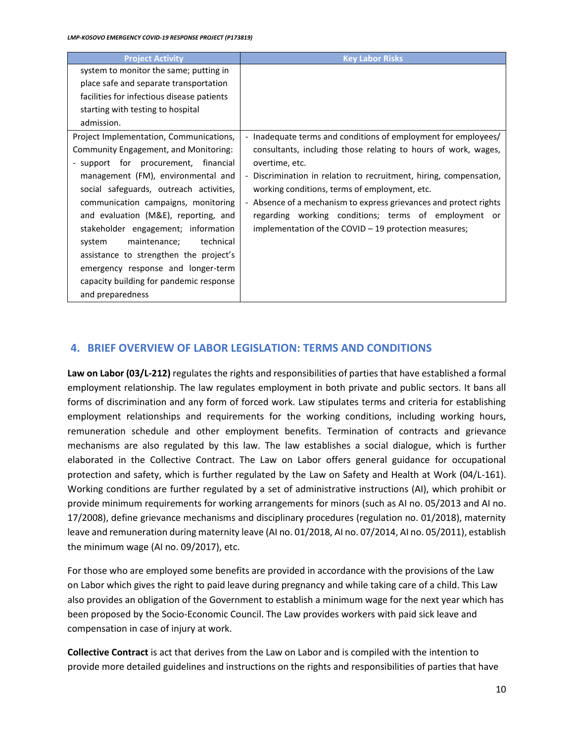| Project Activity | Key Labor Risks |
| --- | --- |
| system to monitor the same; putting in place safe and separate transportation facilities for infectious disease patients starting with testing to hospital admission. | |
| Project Implementation, Communications, Community Engagement, and Monitoring:<br>- support for procurement, financial management (FM), environmental and social safeguards, outreach activities, communication campaigns, monitoring and evaluation (M&E), reporting, and stakeholder engagement; information system maintenance; technical assistance to strengthen the project's emergency response and longer-term capacity building for pandemic response and preparedness | - Inadequate terms and conditions of employment for employees/ consultants, including those relating to hours of work, wages, overtime, etc.<br>- Discrimination in relation to recruitment, hiring, compensation, working conditions, terms of employment, etc.<br>- Absence of a mechanism to express grievances and protect rights regarding working conditions; terms of employment or implementation of the COVID – 19 protection measures; |

## 4. BRIEF OVERVIEW OF LABOR LEGISLATION: TERMS AND CONDITIONS

**Law on Labor (03/L-212)** regulates the rights and responsibilities of parties that have established a formal employment relationship. The law regulates employment in both private and public sectors. It bans all forms of discrimination and any form of forced work. Law stipulates terms and criteria for establishing employment relationships and requirements for the working conditions, including working hours, remuneration schedule and other employment benefits. Termination of contracts and grievance mechanisms are also regulated by this law. The law establishes a social dialogue, which is further elaborated in the Collective Contract. The Law on Labor offers general guidance for occupational protection and safety, which is further regulated by the Law on Safety and Health at Work (04/L-161). Working conditions are further regulated by a set of administrative instructions (AI), which prohibit or provide minimum requirements for working arrangements for minors (such as AI no. 05/2013 and AI no. 17/2008), define grievance mechanisms and disciplinary procedures (regulation no. 01/2018), maternity leave and remuneration during maternity leave (AI no. 01/2018, AI no. 07/2014, AI no. 05/2011), establish the minimum wage (AI no. 09/2017), etc.

For those who are employed some benefits are provided in accordance with the provisions of the Law on Labor which gives the right to paid leave during pregnancy and while taking care of a child. This Law also provides an obligation of the Government to establish a minimum wage for the next year which has been proposed by the Socio-Economic Council. The Law provides workers with paid sick leave and compensation in case of injury at work.

**Collective Contract** is act that derives from the Law on Labor and is compiled with the intention to provide more detailed guidelines and instructions on the rights and responsibilities of parties that have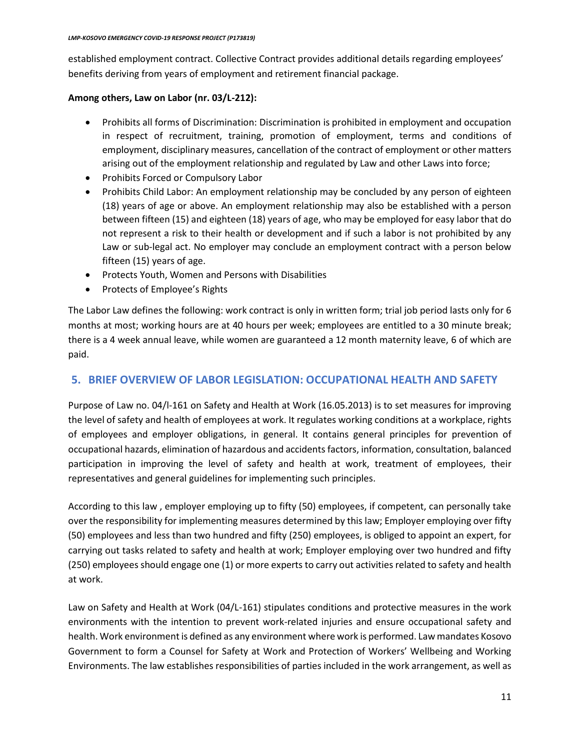established employment contract. Collective Contract provides additional details regarding employees' benefits deriving from years of employment and retirement financial package.

**Among others, Law on Labor (nr. 03/L-212):**

- Prohibits all forms of Discrimination: Discrimination is prohibited in employment and occupation in respect of recruitment, training, promotion of employment, terms and conditions of employment, disciplinary measures, cancellation of the contract of employment or other matters arising out of the employment relationship and regulated by Law and other Laws into force;
- Prohibits Forced or Compulsory Labor
- Prohibits Child Labor: An employment relationship may be concluded by any person of eighteen (18) years of age or above. An employment relationship may also be established with a person between fifteen (15) and eighteen (18) years of age, who may be employed for easy labor that do not represent a risk to their health or development and if such a labor is not prohibited by any Law or sub-legal act. No employer may conclude an employment contract with a person below fifteen (15) years of age.
- Protects Youth, Women and Persons with Disabilities
- Protects of Employee's Rights

The Labor Law defines the following: work contract is only in written form; trial job period lasts only for 6 months at most; working hours are at 40 hours per week; employees are entitled to a 30 minute break; there is a 4 week annual leave, while women are guaranteed a 12 month maternity leave, 6 of which are paid.

## 5. BRIEF OVERVIEW OF LABOR LEGISLATION: OCCUPATIONAL HEALTH AND SAFETY

Purpose of Law no. 04/l-161 on Safety and Health at Work (16.05.2013) is to set measures for improving the level of safety and health of employees at work. It regulates working conditions at a workplace, rights of employees and employer obligations, in general. It contains general principles for prevention of occupational hazards, elimination of hazardous and accidents factors, information, consultation, balanced participation in improving the level of safety and health at work, treatment of employees, their representatives and general guidelines for implementing such principles.

According to this law , employer employing up to fifty (50) employees, if competent, can personally take over the responsibility for implementing measures determined by this law; Employer employing over fifty (50) employees and less than two hundred and fifty (250) employees, is obliged to appoint an expert, for carrying out tasks related to safety and health at work; Employer employing over two hundred and fifty (250) employees should engage one (1) or more experts to carry out activities related to safety and health at work.

Law on Safety and Health at Work (04/L-161) stipulates conditions and protective measures in the work environments with the intention to prevent work-related injuries and ensure occupational safety and health. Work environment is defined as any environment where work is performed. Law mandates Kosovo Government to form a Counsel for Safety at Work and Protection of Workers' Wellbeing and Working Environments. The law establishes responsibilities of parties included in the work arrangement, as well as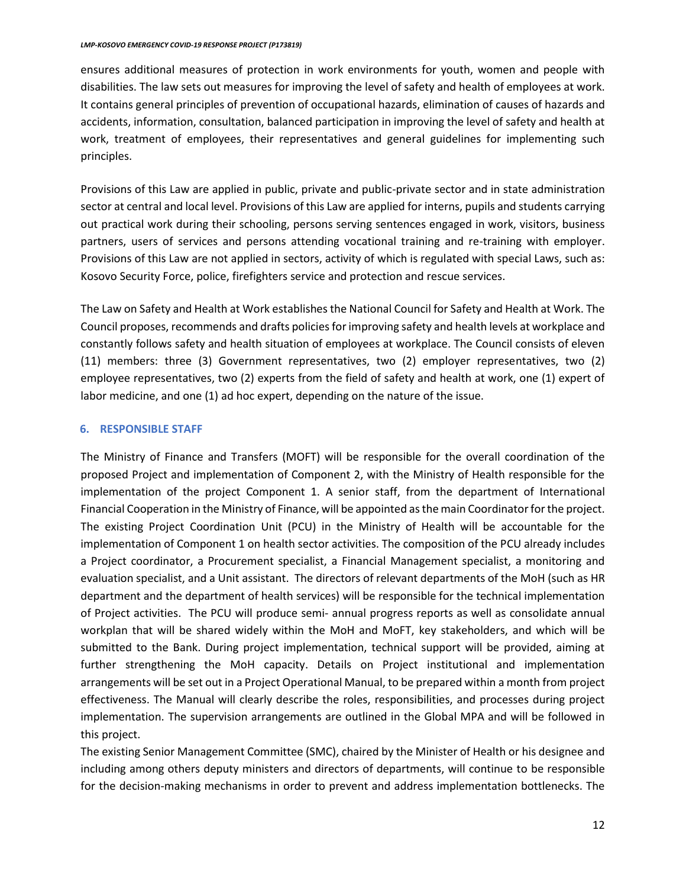ensures additional measures of protection in work environments for youth, women and people with disabilities. The law sets out measures for improving the level of safety and health of employees at work. It contains general principles of prevention of occupational hazards, elimination of causes of hazards and accidents, information, consultation, balanced participation in improving the level of safety and health at work, treatment of employees, their representatives and general guidelines for implementing such principles.

Provisions of this Law are applied in public, private and public-private sector and in state administration sector at central and local level. Provisions of this Law are applied for interns, pupils and students carrying out practical work during their schooling, persons serving sentences engaged in work, visitors, business partners, users of services and persons attending vocational training and re-training with employer. Provisions of this Law are not applied in sectors, activity of which is regulated with special Laws, such as: Kosovo Security Force, police, firefighters service and protection and rescue services.

The Law on Safety and Health at Work establishes the National Council for Safety and Health at Work. The Council proposes, recommends and drafts policies for improving safety and health levels at workplace and constantly follows safety and health situation of employees at workplace. The Council consists of eleven (11) members: three (3) Government representatives, two (2) employer representatives, two (2) employee representatives, two (2) experts from the field of safety and health at work, one (1) expert of labor medicine, and one (1) ad hoc expert, depending on the nature of the issue.

## 6. RESPONSIBLE STAFF

The Ministry of Finance and Transfers (MOFT) will be responsible for the overall coordination of the proposed Project and implementation of Component 2, with the Ministry of Health responsible for the implementation of the project Component 1. A senior staff, from the department of International Financial Cooperation in the Ministry of Finance, will be appointed as the main Coordinator for the project. The existing Project Coordination Unit (PCU) in the Ministry of Health will be accountable for the implementation of Component 1 on health sector activities. The composition of the PCU already includes a Project coordinator, a Procurement specialist, a Financial Management specialist, a monitoring and evaluation specialist, and a Unit assistant. The directors of relevant departments of the MoH (such as HR department and the department of health services) will be responsible for the technical implementation of Project activities. The PCU will produce semi- annual progress reports as well as consolidate annual workplan that will be shared widely within the MoH and MoFT, key stakeholders, and which will be submitted to the Bank. During project implementation, technical support will be provided, aiming at further strengthening the MoH capacity. Details on Project institutional and implementation arrangements will be set out in a Project Operational Manual, to be prepared within a month from project effectiveness. The Manual will clearly describe the roles, responsibilities, and processes during project implementation. The supervision arrangements are outlined in the Global MPA and will be followed in this project.

The existing Senior Management Committee (SMC), chaired by the Minister of Health or his designee and including among others deputy ministers and directors of departments, will continue to be responsible for the decision-making mechanisms in order to prevent and address implementation bottlenecks. The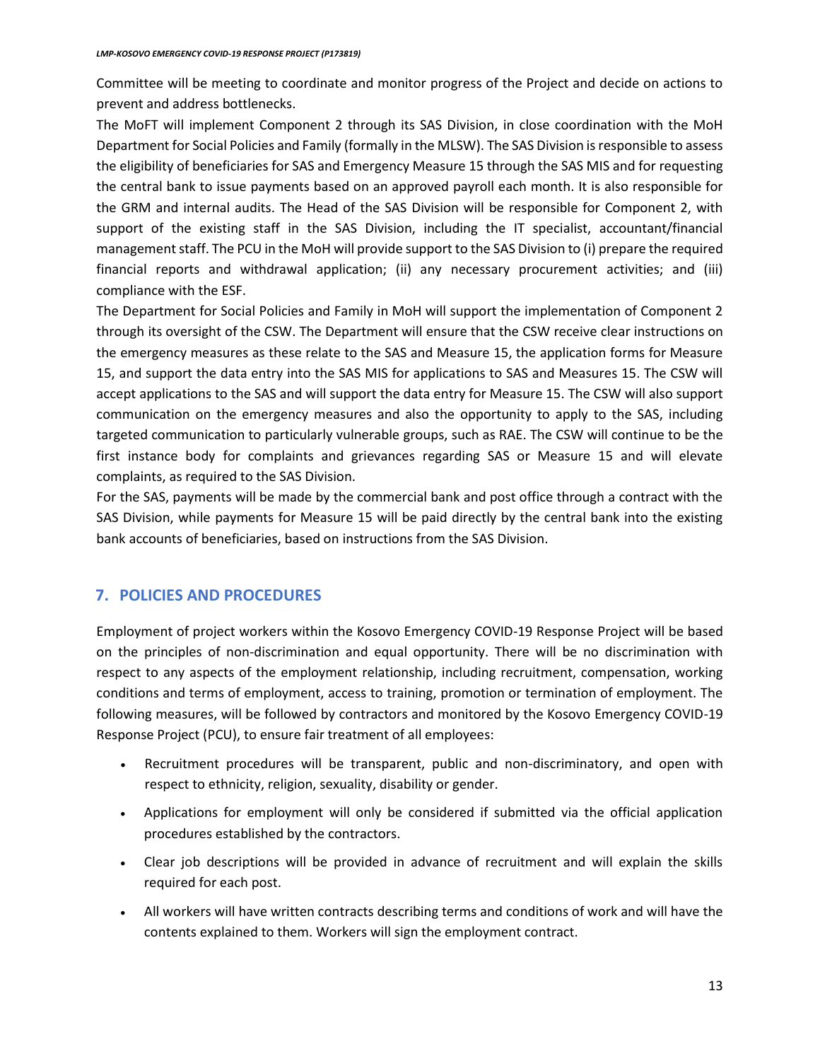Committee will be meeting to coordinate and monitor progress of the Project and decide on actions to prevent and address bottlenecks.

The MoFT will implement Component 2 through its SAS Division, in close coordination with the MoH Department for Social Policies and Family (formally in the MLSW). The SAS Division is responsible to assess the eligibility of beneficiaries for SAS and Emergency Measure 15 through the SAS MIS and for requesting the central bank to issue payments based on an approved payroll each month. It is also responsible for the GRM and internal audits. The Head of the SAS Division will be responsible for Component 2, with support of the existing staff in the SAS Division, including the IT specialist, accountant/financial management staff. The PCU in the MoH will provide support to the SAS Division to (i) prepare the required financial reports and withdrawal application; (ii) any necessary procurement activities; and (iii) compliance with the ESF.

The Department for Social Policies and Family in MoH will support the implementation of Component 2 through its oversight of the CSW. The Department will ensure that the CSW receive clear instructions on the emergency measures as these relate to the SAS and Measure 15, the application forms for Measure 15, and support the data entry into the SAS MIS for applications to SAS and Measures 15. The CSW will accept applications to the SAS and will support the data entry for Measure 15. The CSW will also support communication on the emergency measures and also the opportunity to apply to the SAS, including targeted communication to particularly vulnerable groups, such as RAE. The CSW will continue to be the first instance body for complaints and grievances regarding SAS or Measure 15 and will elevate complaints, as required to the SAS Division.

For the SAS, payments will be made by the commercial bank and post office through a contract with the SAS Division, while payments for Measure 15 will be paid directly by the central bank into the existing bank accounts of beneficiaries, based on instructions from the SAS Division.

## 7. POLICIES AND PROCEDURES

Employment of project workers within the Kosovo Emergency COVID-19 Response Project will be based on the principles of non-discrimination and equal opportunity. There will be no discrimination with respect to any aspects of the employment relationship, including recruitment, compensation, working conditions and terms of employment, access to training, promotion or termination of employment. The following measures, will be followed by contractors and monitored by the Kosovo Emergency COVID-19 Response Project (PCU), to ensure fair treatment of all employees:

- Recruitment procedures will be transparent, public and non-discriminatory, and open with respect to ethnicity, religion, sexuality, disability or gender.
- Applications for employment will only be considered if submitted via the official application procedures established by the contractors.
- Clear job descriptions will be provided in advance of recruitment and will explain the skills required for each post.
- All workers will have written contracts describing terms and conditions of work and will have the contents explained to them. Workers will sign the employment contract.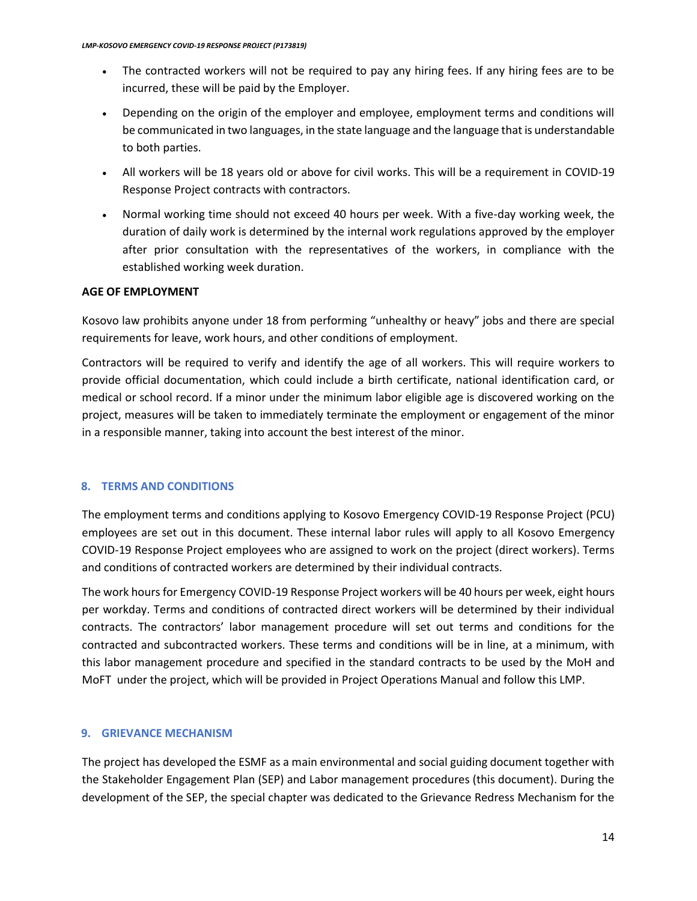- The contracted workers will not be required to pay any hiring fees. If any hiring fees are to be incurred, these will be paid by the Employer.
- Depending on the origin of the employer and employee, employment terms and conditions will be communicated in two languages, in the state language and the language that is understandable to both parties.
- All workers will be 18 years old or above for civil works. This will be a requirement in COVID-19 Response Project contracts with contractors.
- Normal working time should not exceed 40 hours per week. With a five-day working week, the duration of daily work is determined by the internal work regulations approved by the employer after prior consultation with the representatives of the workers, in compliance with the established working week duration.

**AGE OF EMPLOYMENT**

Kosovo law prohibits anyone under 18 from performing "unhealthy or heavy" jobs and there are special requirements for leave, work hours, and other conditions of employment.

Contractors will be required to verify and identify the age of all workers. This will require workers to provide official documentation, which could include a birth certificate, national identification card, or medical or school record. If a minor under the minimum labor eligible age is discovered working on the project, measures will be taken to immediately terminate the employment or engagement of the minor in a responsible manner, taking into account the best interest of the minor.

## 8. TERMS AND CONDITIONS

The employment terms and conditions applying to Kosovo Emergency COVID-19 Response Project (PCU) employees are set out in this document. These internal labor rules will apply to all Kosovo Emergency COVID-19 Response Project employees who are assigned to work on the project (direct workers). Terms and conditions of contracted workers are determined by their individual contracts.

The work hours for Emergency COVID-19 Response Project workers will be 40 hours per week, eight hours per workday. Terms and conditions of contracted direct workers will be determined by their individual contracts. The contractors' labor management procedure will set out terms and conditions for the contracted and subcontracted workers. These terms and conditions will be in line, at a minimum, with this labor management procedure and specified in the standard contracts to be used by the MoH and MoFT under the project, which will be provided in Project Operations Manual and follow this LMP.

## 9. GRIEVANCE MECHANISM

The project has developed the ESMF as a main environmental and social guiding document together with the Stakeholder Engagement Plan (SEP) and Labor management procedures (this document). During the development of the SEP, the special chapter was dedicated to the Grievance Redress Mechanism for the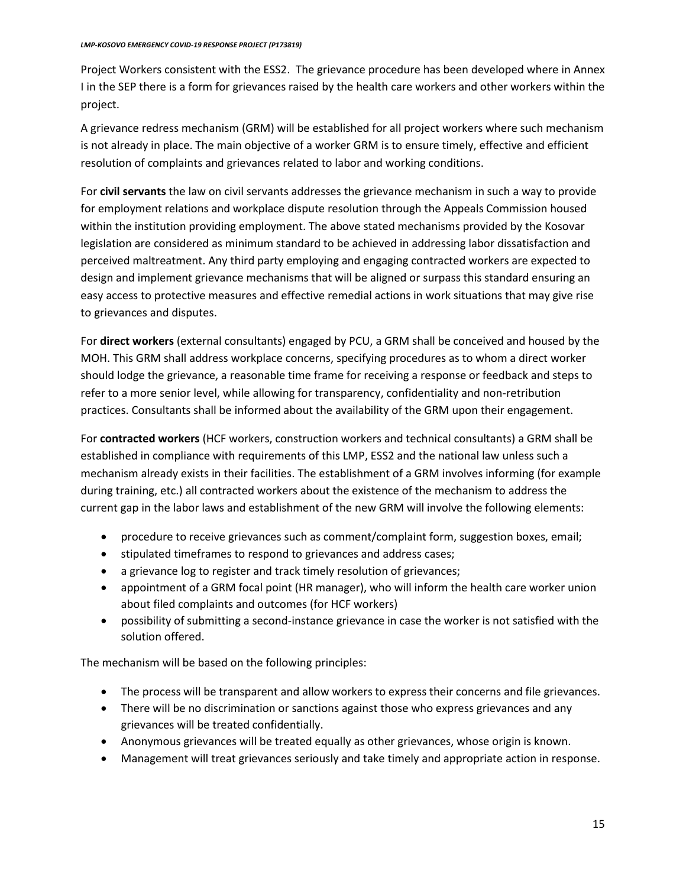Project Workers consistent with the ESS2. The grievance procedure has been developed where in Annex I in the SEP there is a form for grievances raised by the health care workers and other workers within the project.

A grievance redress mechanism (GRM) will be established for all project workers where such mechanism is not already in place. The main objective of a worker GRM is to ensure timely, effective and efficient resolution of complaints and grievances related to labor and working conditions.

For **civil servants** the law on civil servants addresses the grievance mechanism in such a way to provide for employment relations and workplace dispute resolution through the Appeals Commission housed within the institution providing employment. The above stated mechanisms provided by the Kosovar legislation are considered as minimum standard to be achieved in addressing labor dissatisfaction and perceived maltreatment. Any third party employing and engaging contracted workers are expected to design and implement grievance mechanisms that will be aligned or surpass this standard ensuring an easy access to protective measures and effective remedial actions in work situations that may give rise to grievances and disputes.

For **direct workers** (external consultants) engaged by PCU, a GRM shall be conceived and housed by the MOH. This GRM shall address workplace concerns, specifying procedures as to whom a direct worker should lodge the grievance, a reasonable time frame for receiving a response or feedback and steps to refer to a more senior level, while allowing for transparency, confidentiality and non-retribution practices. Consultants shall be informed about the availability of the GRM upon their engagement.

For **contracted workers** (HCF workers, construction workers and technical consultants) a GRM shall be established in compliance with requirements of this LMP, ESS2 and the national law unless such a mechanism already exists in their facilities. The establishment of a GRM involves informing (for example during training, etc.) all contracted workers about the existence of the mechanism to address the current gap in the labor laws and establishment of the new GRM will involve the following elements:

- procedure to receive grievances such as comment/complaint form, suggestion boxes, email;
- stipulated timeframes to respond to grievances and address cases;
- a grievance log to register and track timely resolution of grievances;
- appointment of a GRM focal point (HR manager), who will inform the health care worker union about filed complaints and outcomes (for HCF workers)
- possibility of submitting a second-instance grievance in case the worker is not satisfied with the solution offered.

The mechanism will be based on the following principles:

- The process will be transparent and allow workers to express their concerns and file grievances.
- There will be no discrimination or sanctions against those who express grievances and any grievances will be treated confidentially.
- Anonymous grievances will be treated equally as other grievances, whose origin is known.
- Management will treat grievances seriously and take timely and appropriate action in response.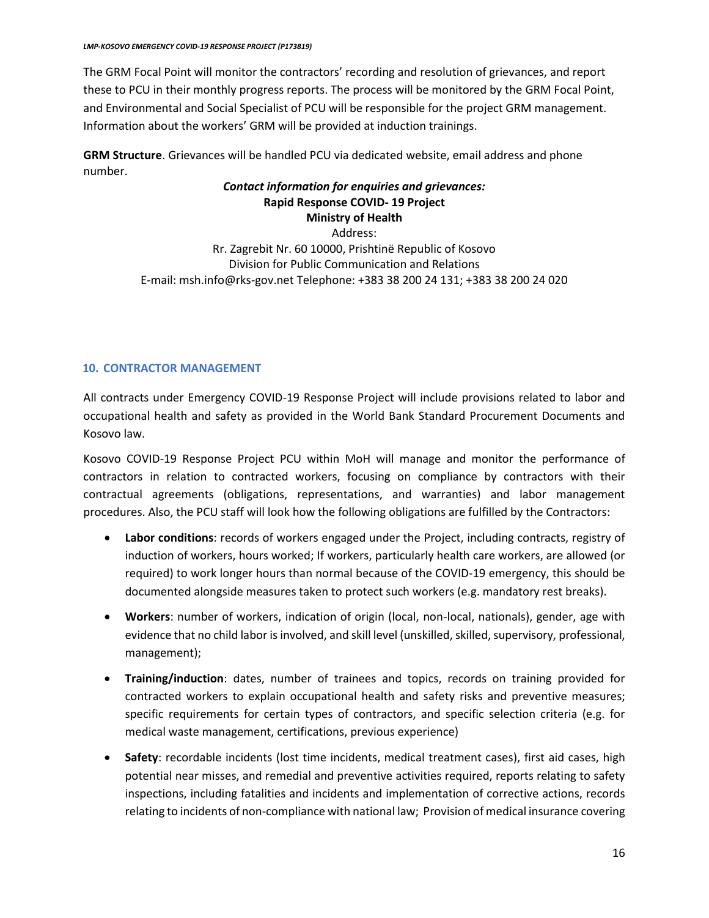The GRM Focal Point will monitor the contractors' recording and resolution of grievances, and report these to PCU in their monthly progress reports. The process will be monitored by the GRM Focal Point, and Environmental and Social Specialist of PCU will be responsible for the project GRM management. Information about the workers' GRM will be provided at induction trainings.

**GRM Structure**. Grievances will be handled PCU via dedicated website, email address and phone number.

***Contact information for enquiries and grievances:***
**Rapid Response COVID- 19 Project**
**Ministry of Health**
Address:
Rr. Zagrebit Nr. 60 10000, Prishtinë Republic of Kosovo
Division for Public Communication and Relations
E-mail: msh.info@rks-gov.net Telephone: +383 38 200 24 131; +383 38 200 24 020

## 10. CONTRACTOR MANAGEMENT

All contracts under Emergency COVID-19 Response Project will include provisions related to labor and occupational health and safety as provided in the World Bank Standard Procurement Documents and Kosovo law.

Kosovo COVID-19 Response Project PCU within MoH will manage and monitor the performance of contractors in relation to contracted workers, focusing on compliance by contractors with their contractual agreements (obligations, representations, and warranties) and labor management procedures. Also, the PCU staff will look how the following obligations are fulfilled by the Contractors:

- **Labor conditions**: records of workers engaged under the Project, including contracts, registry of induction of workers, hours worked; If workers, particularly health care workers, are allowed (or required) to work longer hours than normal because of the COVID-19 emergency, this should be documented alongside measures taken to protect such workers (e.g. mandatory rest breaks).
- **Workers**: number of workers, indication of origin (local, non-local, nationals), gender, age with evidence that no child labor is involved, and skill level (unskilled, skilled, supervisory, professional, management);
- **Training/induction**: dates, number of trainees and topics, records on training provided for contracted workers to explain occupational health and safety risks and preventive measures; specific requirements for certain types of contractors, and specific selection criteria (e.g. for medical waste management, certifications, previous experience)
- **Safety**: recordable incidents (lost time incidents, medical treatment cases), first aid cases, high potential near misses, and remedial and preventive activities required, reports relating to safety inspections, including fatalities and incidents and implementation of corrective actions, records relating to incidents of non-compliance with national law; Provision of medical insurance covering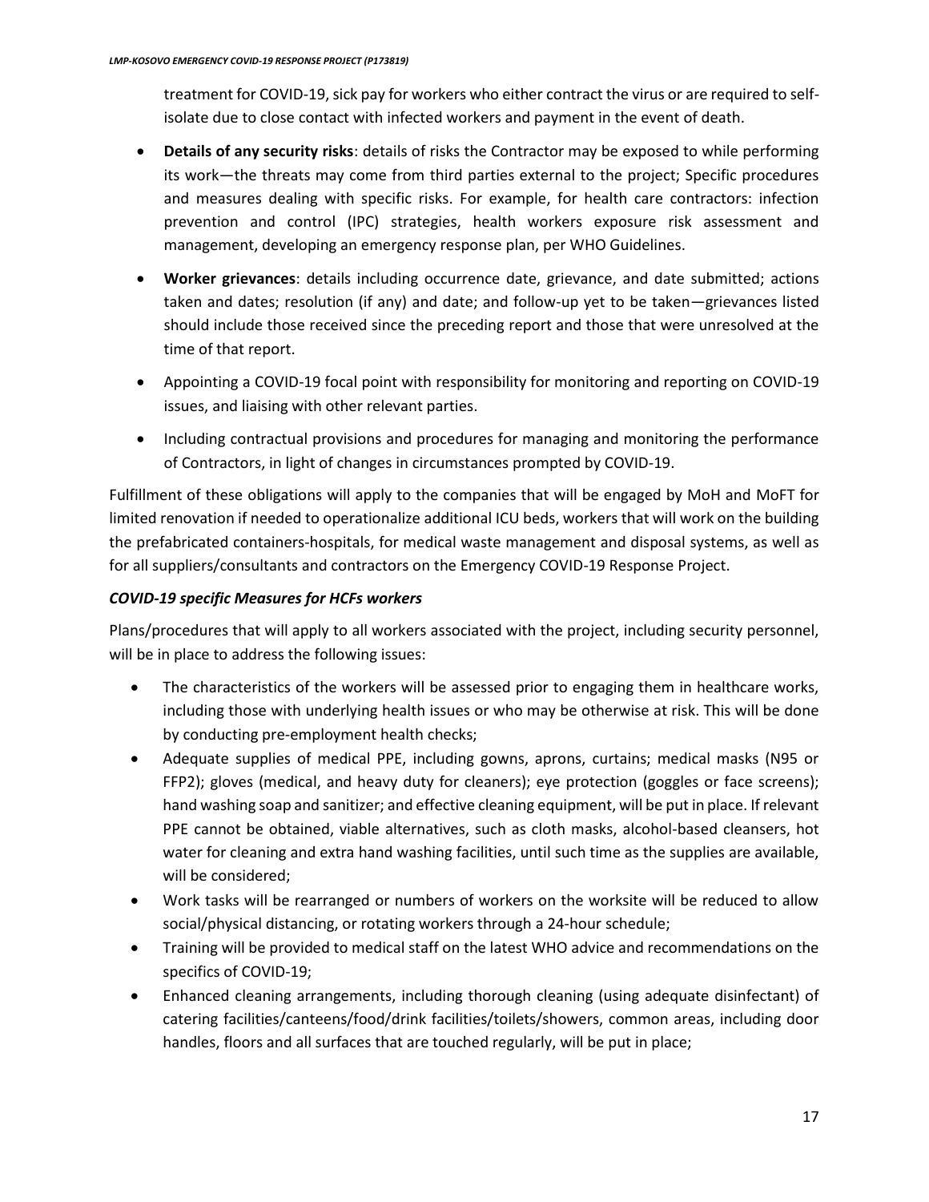treatment for COVID-19, sick pay for workers who either contract the virus or are required to self-isolate due to close contact with infected workers and payment in the event of death.

- **Details of any security risks**: details of risks the Contractor may be exposed to while performing its work—the threats may come from third parties external to the project; Specific procedures and measures dealing with specific risks. For example, for health care contractors: infection prevention and control (IPC) strategies, health workers exposure risk assessment and management, developing an emergency response plan, per WHO Guidelines.
- **Worker grievances**: details including occurrence date, grievance, and date submitted; actions taken and dates; resolution (if any) and date; and follow-up yet to be taken—grievances listed should include those received since the preceding report and those that were unresolved at the time of that report.
- Appointing a COVID-19 focal point with responsibility for monitoring and reporting on COVID-19 issues, and liaising with other relevant parties.
- Including contractual provisions and procedures for managing and monitoring the performance of Contractors, in light of changes in circumstances prompted by COVID-19.

Fulfillment of these obligations will apply to the companies that will be engaged by MoH and MoFT for limited renovation if needed to operationalize additional ICU beds, workers that will work on the building the prefabricated containers-hospitals, for medical waste management and disposal systems, as well as for all suppliers/consultants and contractors on the Emergency COVID-19 Response Project.

***COVID-19 specific Measures for HCFs workers***

Plans/procedures that will apply to all workers associated with the project, including security personnel, will be in place to address the following issues:

- The characteristics of the workers will be assessed prior to engaging them in healthcare works, including those with underlying health issues or who may be otherwise at risk. This will be done by conducting pre-employment health checks;
- Adequate supplies of medical PPE, including gowns, aprons, curtains; medical masks (N95 or FFP2); gloves (medical, and heavy duty for cleaners); eye protection (goggles or face screens); hand washing soap and sanitizer; and effective cleaning equipment, will be put in place. If relevant PPE cannot be obtained, viable alternatives, such as cloth masks, alcohol-based cleansers, hot water for cleaning and extra hand washing facilities, until such time as the supplies are available, will be considered;
- Work tasks will be rearranged or numbers of workers on the worksite will be reduced to allow social/physical distancing, or rotating workers through a 24-hour schedule;
- Training will be provided to medical staff on the latest WHO advice and recommendations on the specifics of COVID-19;
- Enhanced cleaning arrangements, including thorough cleaning (using adequate disinfectant) of catering facilities/canteens/food/drink facilities/toilets/showers, common areas, including door handles, floors and all surfaces that are touched regularly, will be put in place;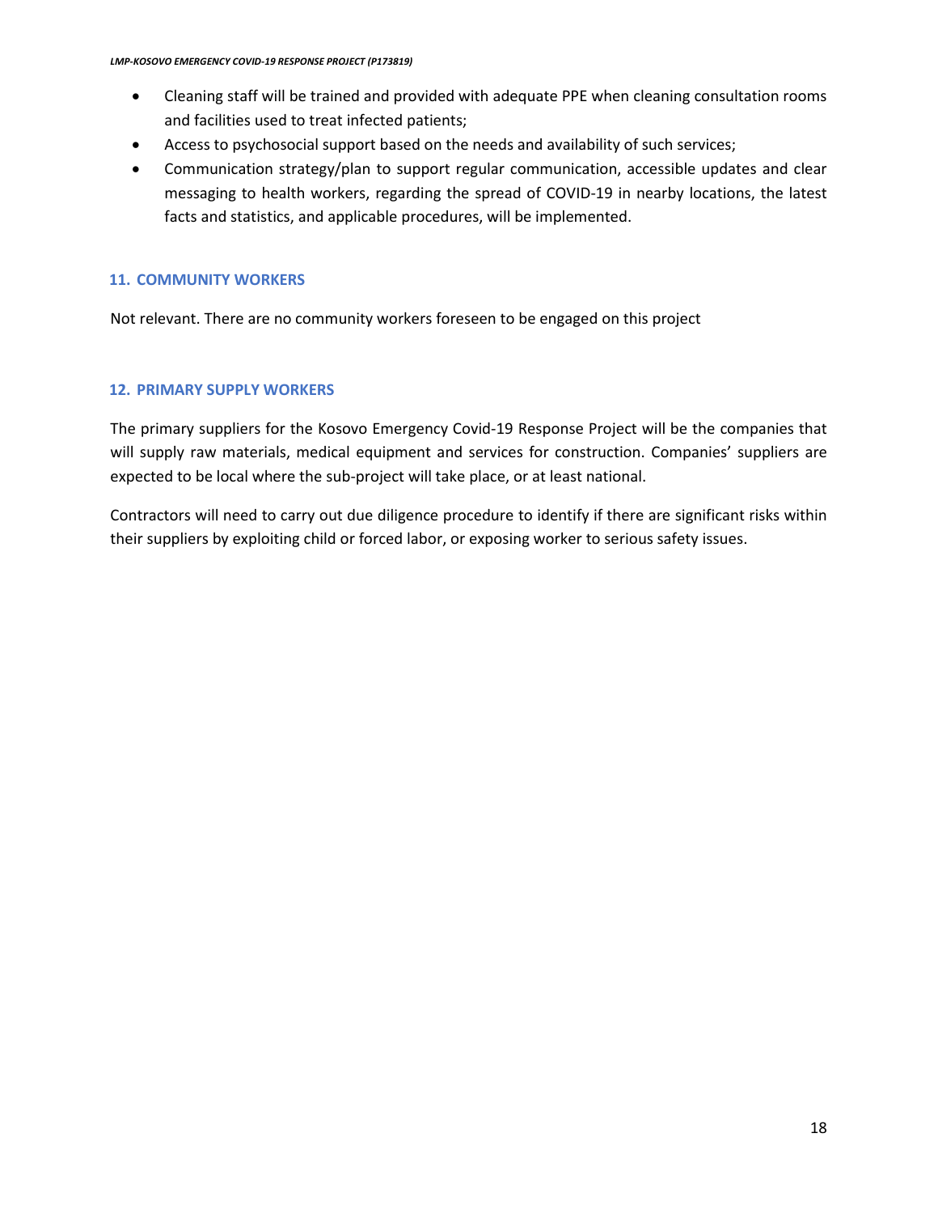- Cleaning staff will be trained and provided with adequate PPE when cleaning consultation rooms and facilities used to treat infected patients;
- Access to psychosocial support based on the needs and availability of such services;
- Communication strategy/plan to support regular communication, accessible updates and clear messaging to health workers, regarding the spread of COVID-19 in nearby locations, the latest facts and statistics, and applicable procedures, will be implemented.

## 11. COMMUNITY WORKERS

Not relevant. There are no community workers foreseen to be engaged on this project

## 12. PRIMARY SUPPLY WORKERS

The primary suppliers for the Kosovo Emergency Covid-19 Response Project will be the companies that will supply raw materials, medical equipment and services for construction. Companies' suppliers are expected to be local where the sub-project will take place, or at least national.

Contractors will need to carry out due diligence procedure to identify if there are significant risks within their suppliers by exploiting child or forced labor, or exposing worker to serious safety issues.